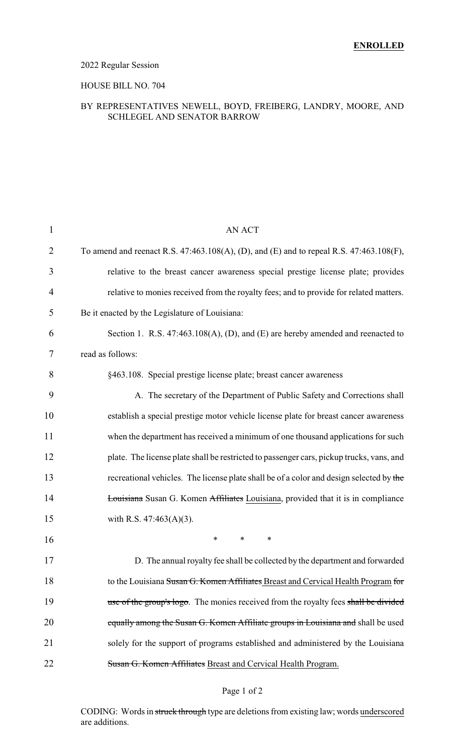**ENROLLED**

2022 Regular Session

HOUSE BILL NO. 704

BY REPRESENTATIVES NEWELL, BOYD, FREIBERG, LANDRY, MOORE, AND SCHLEGEL AND SENATOR BARROW

AN ACT

To amend and reenact R.S. 47:463.108(A), (D), and (E) and to repeal R.S. 47:463.108(F), relative to the breast cancer awareness special prestige license plate; provides relative to monies received from the royalty fees; and to provide for related matters.

Be it enacted by the Legislature of Louisiana:

Section 1. R.S. 47:463.108(A), (D), and (E) are hereby amended and reenacted to read as follows:

§463.108. Special prestige license plate; breast cancer awareness

A. The secretary of the Department of Public Safety and Corrections shall establish a special prestige motor vehicle license plate for breast cancer awareness when the department has received a minimum of one thousand applications for such plate. The license plate shall be restricted to passenger cars, pickup trucks, vans, and recreational vehicles. The license plate shall be of a color and design selected by ~~the Louisiana~~ Susan G. Komen ~~Affiliates~~ <u>Louisiana</u>, provided that it is in compliance with R.S. 47:463(A)(3).

\* \* \*

D. The annual royalty fee shall be collected by the department and forwarded to the Louisiana ~~Susan G. Komen Affiliates~~ <u>Breast and Cervical Health Program</u> ~~for use of the group's logo~~. The monies received from the royalty fees ~~shall be divided equally among the Susan G. Komen Affiliate groups in Louisiana and~~ shall be used solely for the support of programs established and administered by the Louisiana ~~Susan G. Komen Affiliates~~ <u>Breast and Cervical Health Program.</u>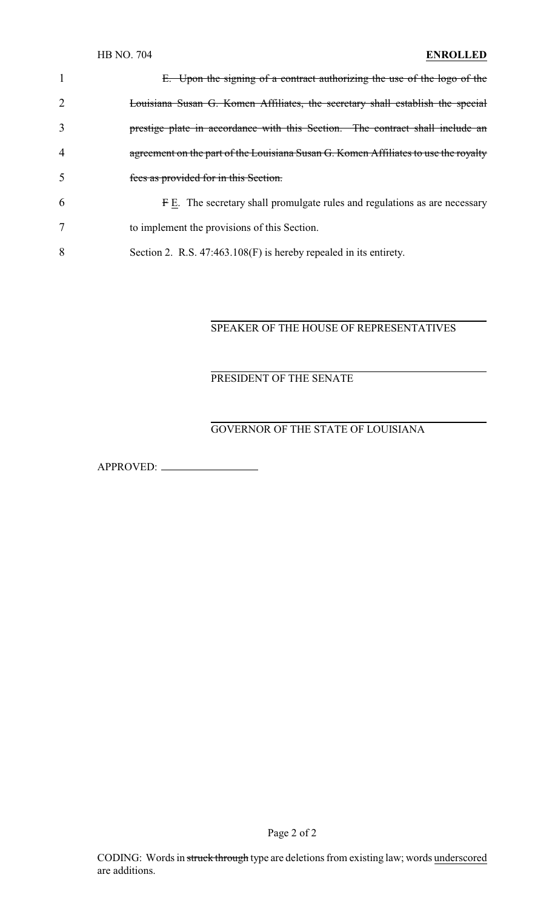~~E. Upon the signing of a contract authorizing the use of the logo of the Louisiana Susan G. Komen Affiliates, the secretary shall establish the special prestige plate in accordance with this Section. The contract shall include an agreement on the part of the Louisiana Susan G. Komen Affiliates to use the royalty fees as provided for in this Section.~~

~~F~~ <u>E</u>. The secretary shall promulgate rules and regulations as are necessary to implement the provisions of this Section.

Section 2. R.S. 47:463.108(F) is hereby repealed in its entirety.

SPEAKER OF THE HOUSE OF REPRESENTATIVES

PRESIDENT OF THE SENATE

GOVERNOR OF THE STATE OF LOUISIANA

APPROVED: ____________________

CODING: Words in ~~struck through~~ type are deletions from existing law; words <u>underscored</u> are additions.